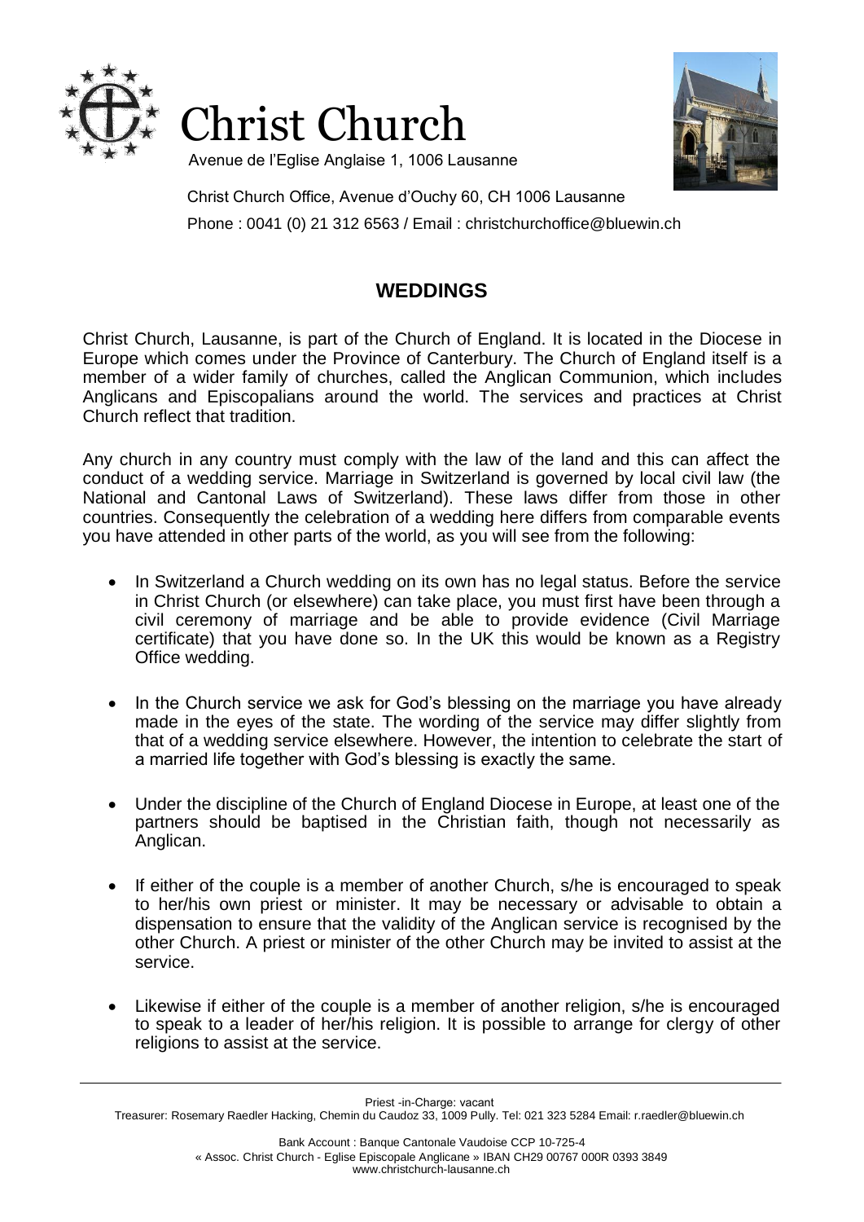# Christ Church

Avenue de l'Eglise Anglaise 1, 1006 Lausanne

Christ Church Office, Avenue d'Ouchy 60, CH 1006 Lausanne
Phone : 0041 (0) 21 312 6563 / Email : christchurchoffice@bluewin.ch

## WEDDINGS

Christ Church, Lausanne, is part of the Church of England. It is located in the Diocese in Europe which comes under the Province of Canterbury. The Church of England itself is a member of a wider family of churches, called the Anglican Communion, which includes Anglicans and Episcopalians around the world. The services and practices at Christ Church reflect that tradition.

Any church in any country must comply with the law of the land and this can affect the conduct of a wedding service. Marriage in Switzerland is governed by local civil law (the National and Cantonal Laws of Switzerland). These laws differ from those in other countries. Consequently the celebration of a wedding here differs from comparable events you have attended in other parts of the world, as you will see from the following:

- In Switzerland a Church wedding on its own has no legal status. Before the service in Christ Church (or elsewhere) can take place, you must first have been through a civil ceremony of marriage and be able to provide evidence (Civil Marriage certificate) that you have done so. In the UK this would be known as a Registry Office wedding.

- In the Church service we ask for God's blessing on the marriage you have already made in the eyes of the state. The wording of the service may differ slightly from that of a wedding service elsewhere. However, the intention to celebrate the start of a married life together with God's blessing is exactly the same.

- Under the discipline of the Church of England Diocese in Europe, at least one of the partners should be baptised in the Christian faith, though not necessarily as Anglican.

- If either of the couple is a member of another Church, s/he is encouraged to speak to her/his own priest or minister. It may be necessary or advisable to obtain a dispensation to ensure that the validity of the Anglican service is recognised by the other Church. A priest or minister of the other Church may be invited to assist at the service.

- Likewise if either of the couple is a member of another religion, s/he is encouraged to speak to a leader of her/his religion. It is possible to arrange for clergy of other religions to assist at the service.

Priest -in-Charge: vacant
Treasurer: Rosemary Raedler Hacking, Chemin du Caudoz 33, 1009 Pully. Tel: 021 323 5284 Email: r.raedler@bluewin.ch

Bank Account : Banque Cantonale Vaudoise CCP 10-725-4
« Assoc. Christ Church - Eglise Episcopale Anglicane » IBAN CH29 00767 000R 0393 3849
www.christchurch-lausanne.ch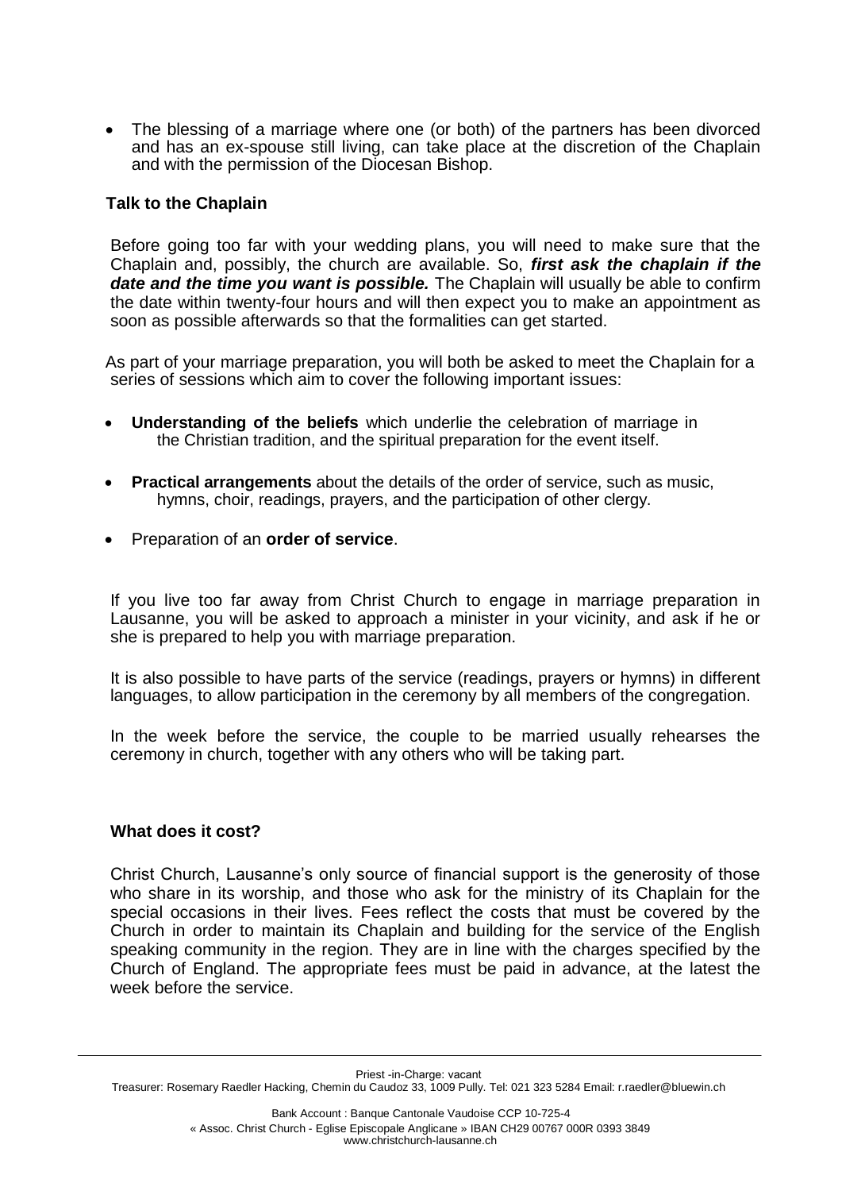- The blessing of a marriage where one (or both) of the partners has been divorced and has an ex-spouse still living, can take place at the discretion of the Chaplain and with the permission of the Diocesan Bishop.

### Talk to the Chaplain

Before going too far with your wedding plans, you will need to make sure that the Chaplain and, possibly, the church are available. So, ***first ask the chaplain if the date and the time you want is possible.*** The Chaplain will usually be able to confirm the date within twenty-four hours and will then expect you to make an appointment as soon as possible afterwards so that the formalities can get started.

As part of your marriage preparation, you will both be asked to meet the Chaplain for a series of sessions which aim to cover the following important issues:

- **Understanding of the beliefs** which underlie the celebration of marriage in the Christian tradition, and the spiritual preparation for the event itself.
- **Practical arrangements** about the details of the order of service, such as music, hymns, choir, readings, prayers, and the participation of other clergy.
- Preparation of an **order of service**.

If you live too far away from Christ Church to engage in marriage preparation in Lausanne, you will be asked to approach a minister in your vicinity, and ask if he or she is prepared to help you with marriage preparation.

It is also possible to have parts of the service (readings, prayers or hymns) in different languages, to allow participation in the ceremony by all members of the congregation.

In the week before the service, the couple to be married usually rehearses the ceremony in church, together with any others who will be taking part.

### What does it cost?

Christ Church, Lausanne's only source of financial support is the generosity of those who share in its worship, and those who ask for the ministry of its Chaplain for the special occasions in their lives. Fees reflect the costs that must be covered by the Church in order to maintain its Chaplain and building for the service of the English speaking community in the region. They are in line with the charges specified by the Church of England. The appropriate fees must be paid in advance, at the latest the week before the service.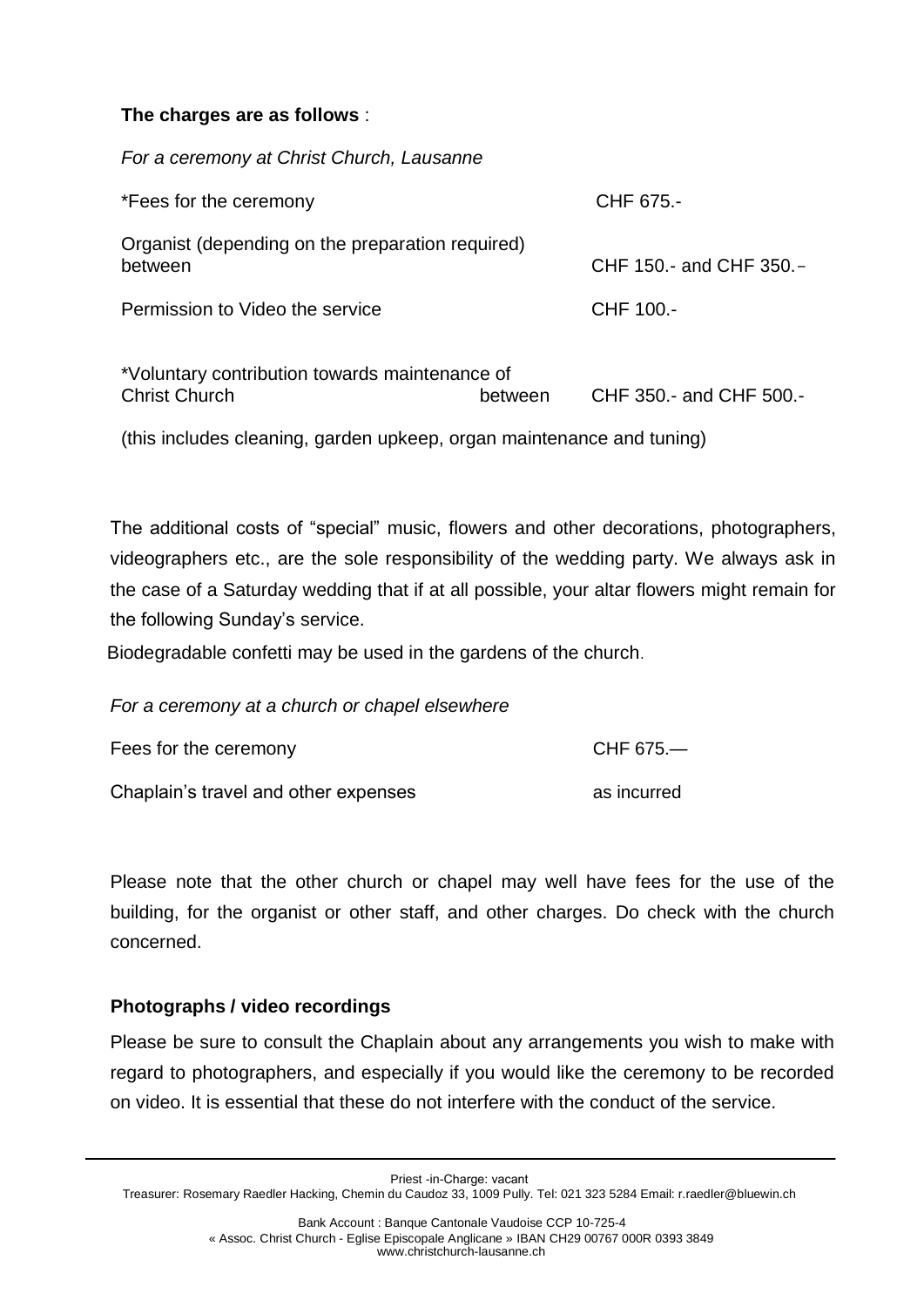**The charges are as follows** :

*For a ceremony at Christ Church, Lausanne*

| | | |
|---|---|---|
| *Fees for the ceremony | | CHF 675.- |
| Organist (depending on the preparation required) between | | CHF 150.- and CHF 350.- |
| Permission to Video the service | | CHF 100.- |
| *Voluntary contribution towards maintenance of Christ Church | between | CHF 350.- and CHF 500.- |

(this includes cleaning, garden upkeep, organ maintenance and tuning)

The additional costs of "special" music, flowers and other decorations, photographers, videographers etc., are the sole responsibility of the wedding party. We always ask in the case of a Saturday wedding that if at all possible, your altar flowers might remain for the following Sunday's service.

Biodegradable confetti may be used in the gardens of the church.

*For a ceremony at a church or chapel elsewhere*

| | |
|---|---|
| Fees for the ceremony | CHF 675.— |
| Chaplain's travel and other expenses | as incurred |

Please note that the other church or chapel may well have fees for the use of the building, for the organist or other staff, and other charges. Do check with the church concerned.

**Photographs / video recordings**

Please be sure to consult the Chaplain about any arrangements you wish to make with regard to photographers, and especially if you would like the ceremony to be recorded on video. It is essential that these do not interfere with the conduct of the service.

Priest -in-Charge: vacant
Treasurer: Rosemary Raedler Hacking, Chemin du Caudoz 33, 1009 Pully. Tel: 021 323 5284 Email: r.raedler@bluewin.ch

Bank Account : Banque Cantonale Vaudoise CCP 10-725-4
« Assoc. Christ Church - Eglise Episcopale Anglicane » IBAN CH29 00767 000R 0393 3849
www.christchurch-lausanne.ch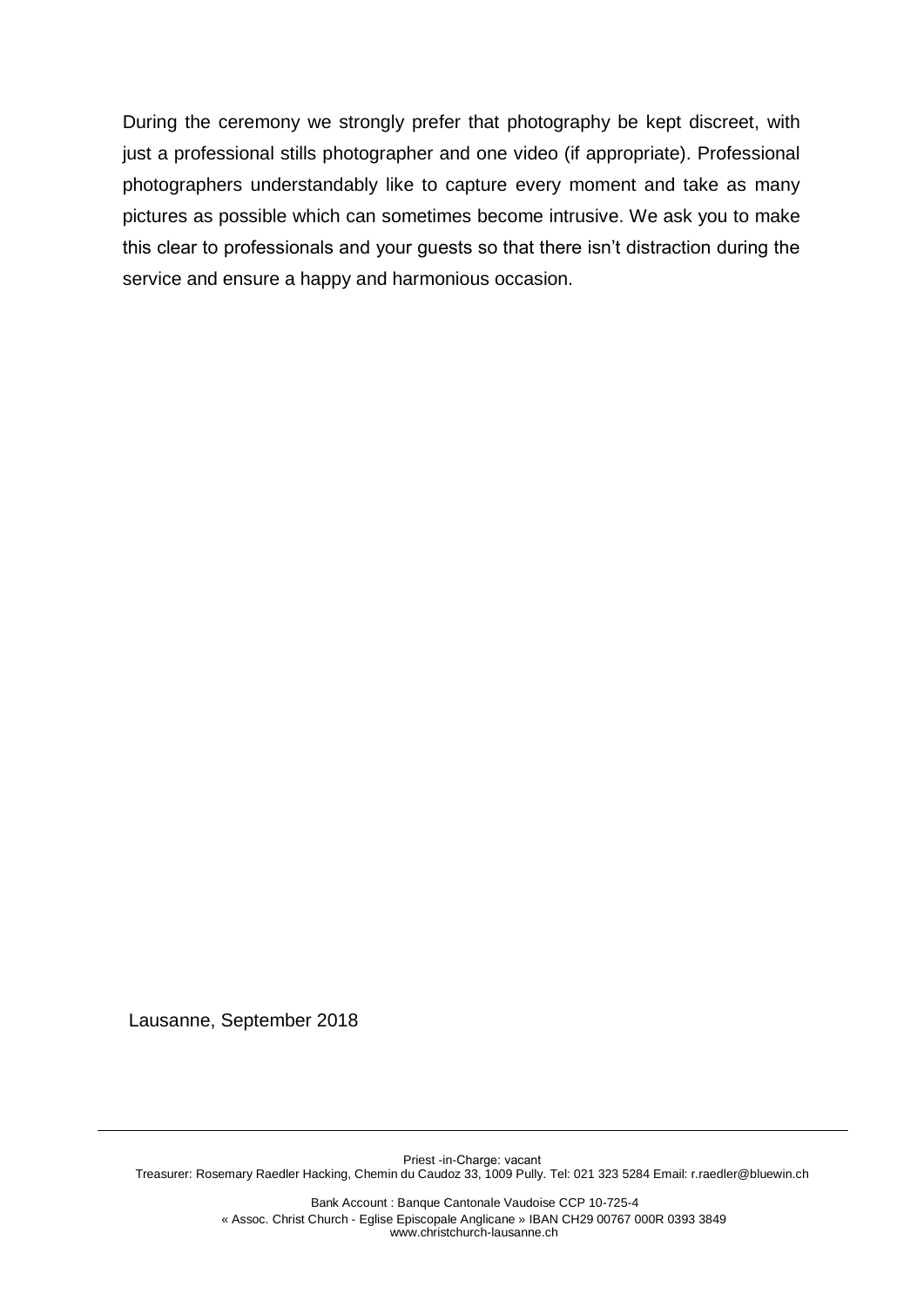During the ceremony we strongly prefer that photography be kept discreet, with just a professional stills photographer and one video (if appropriate). Professional photographers understandably like to capture every moment and take as many pictures as possible which can sometimes become intrusive. We ask you to make this clear to professionals and your guests so that there isn't distraction during the service and ensure a happy and harmonious occasion.

Lausanne, September 2018